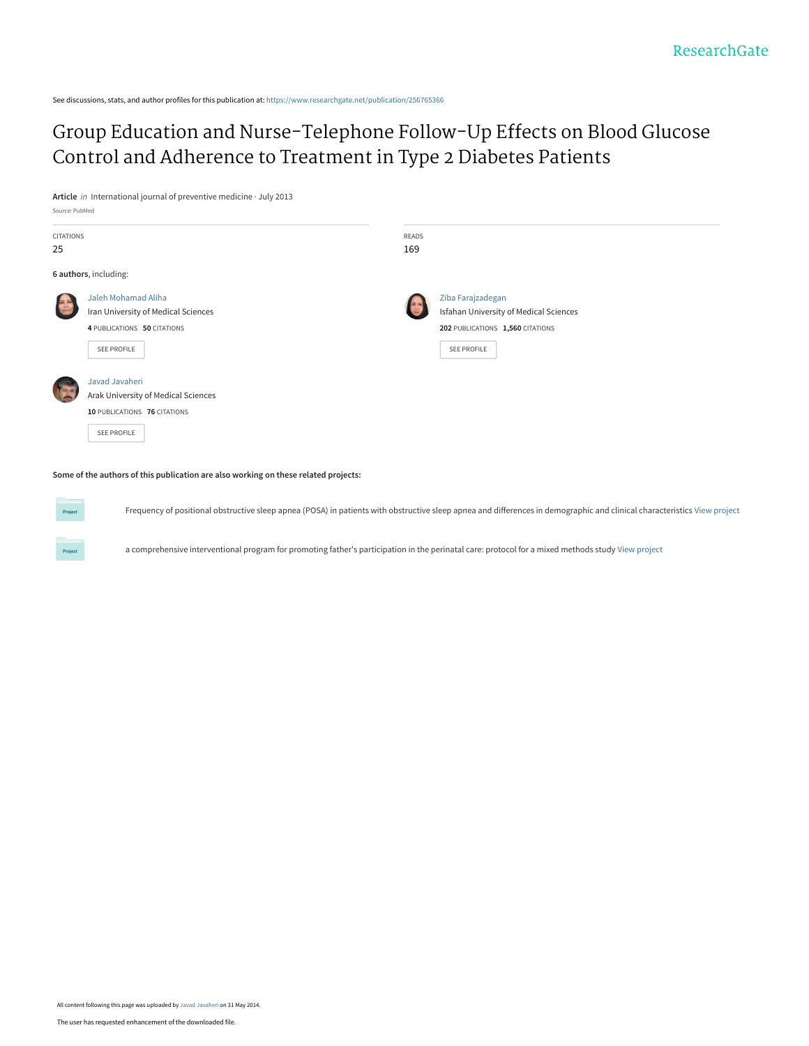See discussions, stats, and author profiles for this publication at: https://www.researchgate.net/publication/256765366

# Group Education and Nurse-Telephone Follow-Up Effects on Blood Glucose Control and Adherence to Treatment in Type 2 Diabetes Patients

**Article** *in* International journal of preventive medicine · July 2013

Source: PubMed

| CITATIONS | READS |
| --- | --- |
| 25 | 169 |

**6 authors**, including:

Jaleh Mohamad Aliha
Iran University of Medical Sciences
**4** PUBLICATIONS **50** CITATIONS
SEE PROFILE

Ziba Farajzadegan
Isfahan University of Medical Sciences
**202** PUBLICATIONS **1,560** CITATIONS
SEE PROFILE

Javad Javaheri
Arak University of Medical Sciences
**10** PUBLICATIONS **76** CITATIONS
SEE PROFILE

**Some of the authors of this publication are also working on these related projects:**

Project: Frequency of positional obstructive sleep apnea (POSA) in patients with obstructive sleep apnea and differences in demographic and clinical characteristics View project

Project: a comprehensive interventional program for promoting father's participation in the perinatal care: protocol for a mixed methods study View project

All content following this page was uploaded by Javad Javaheri on 31 May 2014.

The user has requested enhancement of the downloaded file.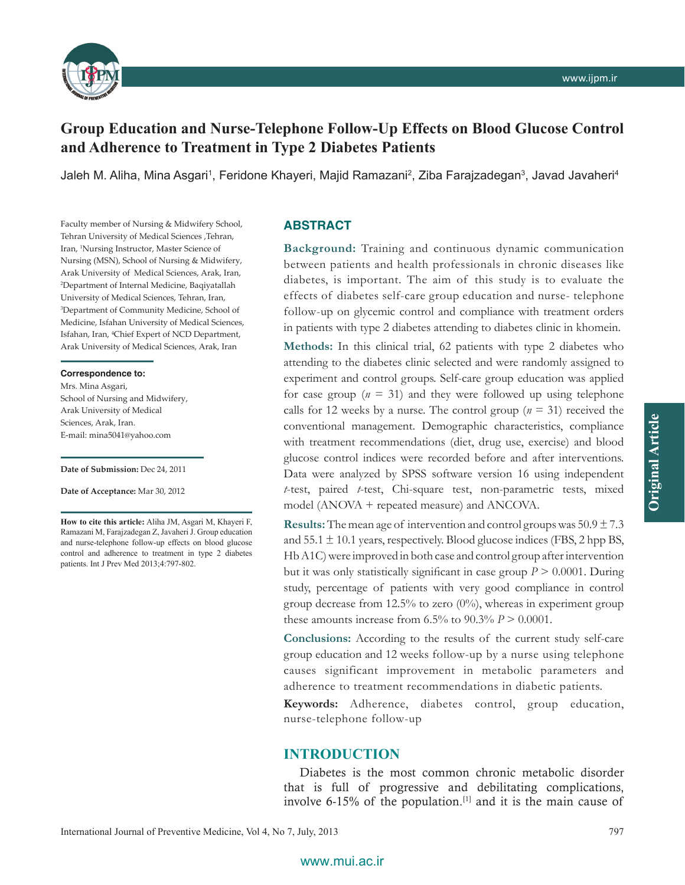# Group Education and Nurse-Telephone Follow-Up Effects on Blood Glucose Control and Adherence to Treatment in Type 2 Diabetes Patients

Jaleh M. Aliha, Mina Asgari[1], Feridone Khayeri, Majid Ramazani[2], Ziba Farajzadegan[3], Javad Javaheri[4]

Faculty member of Nursing & Midwifery School, Tehran University of Medical Sciences ,Tehran, Iran, [1]Nursing Instructor, Master Science of Nursing (MSN), School of Nursing & Midwifery, Arak University of Medical Sciences, Arak, Iran, [2]Department of Internal Medicine, Baqiyatallah University of Medical Sciences, Tehran, Iran, [3]Department of Community Medicine, School of Medicine, Isfahan University of Medical Sciences, Isfahan, Iran, [4]Chief Expert of NCD Department, Arak University of Medical Sciences, Arak, Iran

**Correspondence to:**
Mrs. Mina Asgari,
School of Nursing and Midwifery,
Arak University of Medical
Sciences, Arak, Iran.
E-mail: mina5041@yahoo.com

**Date of Submission:** Dec 24, 2011

**Date of Acceptance:** Mar 30, 2012

**How to cite this article:** Aliha JM, Asgari M, Khayeri F, Ramazani M, Farajzadegan Z, Javaheri J. Group education and nurse-telephone follow-up effects on blood glucose control and adherence to treatment in type 2 diabetes patients. Int J Prev Med 2013;4:797-802.

## ABSTRACT

**Background:** Training and continuous dynamic communication between patients and health professionals in chronic diseases like diabetes, is important. The aim of this study is to evaluate the effects of diabetes self-care group education and nurse- telephone follow-up on glycemic control and compliance with treatment orders in patients with type 2 diabetes attending to diabetes clinic in khomein.

**Methods:** In this clinical trial, 62 patients with type 2 diabetes who attending to the diabetes clinic selected and were randomly assigned to experiment and control groups. Self-care group education was applied for case group ($n$ = 31) and they were followed up using telephone calls for 12 weeks by a nurse. The control group ($n$ = 31) received the conventional management. Demographic characteristics, compliance with treatment recommendations (diet, drug use, exercise) and blood glucose control indices were recorded before and after interventions. Data were analyzed by SPSS software version 16 using independent *t*-test, paired *t*-test, Chi-square test, non-parametric tests, mixed model (ANOVA + repeated measure) and ANCOVA.

**Results:** The mean age of intervention and control groups was 50.9 ± 7.3 and 55.1 ± 10.1 years, respectively. Blood glucose indices (FBS, 2 hpp BS, Hb A1C) were improved in both case and control group after intervention but it was only statistically significant in case group $P > 0.0001$. During study, percentage of patients with very good compliance in control group decrease from 12.5% to zero (0%), whereas in experiment group these amounts increase from 6.5% to 90.3% $P > 0.0001$.

**Conclusions:** According to the results of the current study self-care group education and 12 weeks follow-up by a nurse using telephone causes significant improvement in metabolic parameters and adherence to treatment recommendations in diabetic patients.

**Keywords:** Adherence, diabetes control, group education, nurse-telephone follow-up

## INTRODUCTION

Diabetes is the most common chronic metabolic disorder that is full of progressive and debilitating complications, involve 6-15% of the population.[1] and it is the main cause of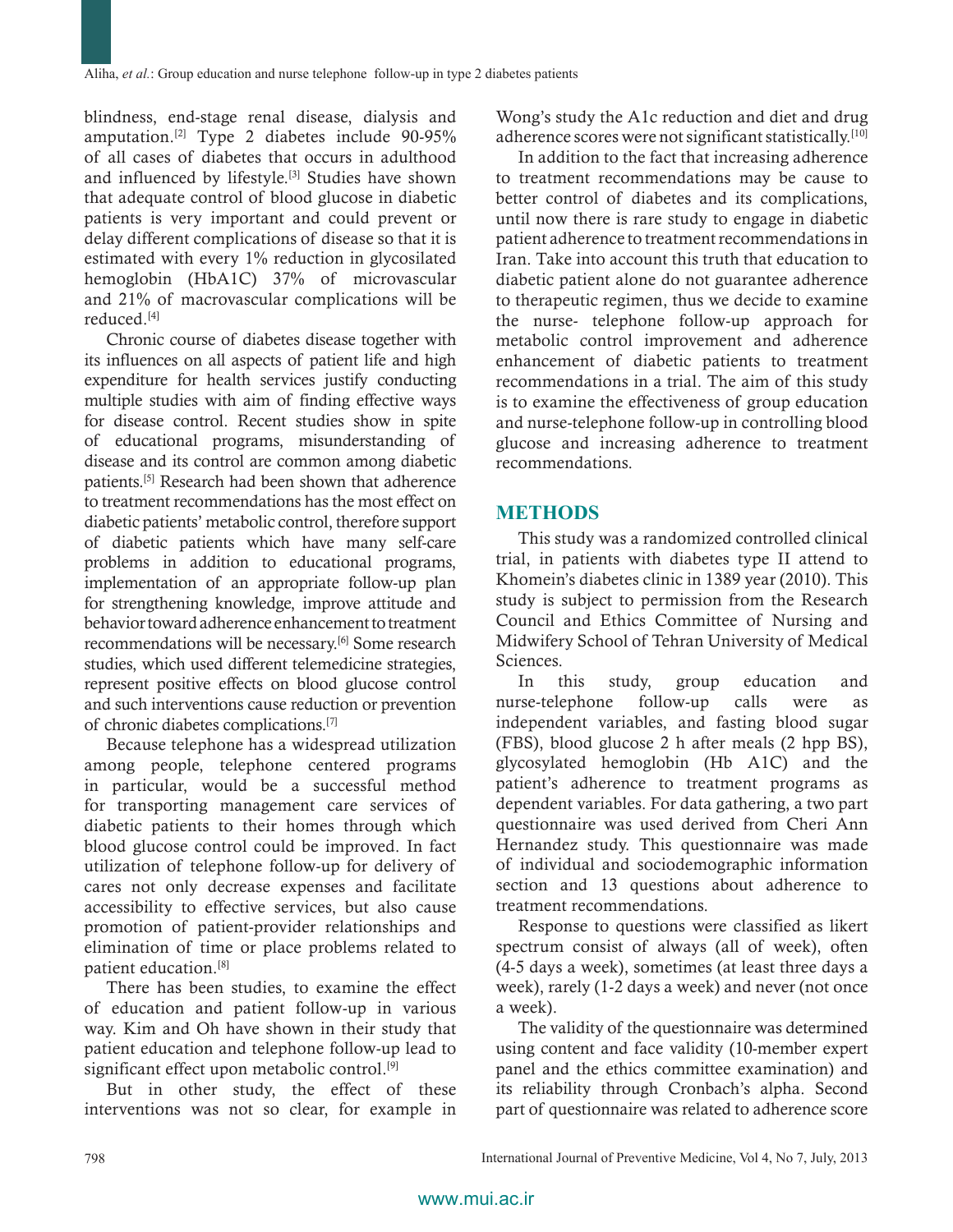blindness, end-stage renal disease, dialysis and amputation.[2] Type 2 diabetes include 90-95% of all cases of diabetes that occurs in adulthood and influenced by lifestyle.[3] Studies have shown that adequate control of blood glucose in diabetic patients is very important and could prevent or delay different complications of disease so that it is estimated with every 1% reduction in glycosilated hemoglobin (HbA1C) 37% of microvascular and 21% of macrovascular complications will be reduced.[4]

Chronic course of diabetes disease together with its influences on all aspects of patient life and high expenditure for health services justify conducting multiple studies with aim of finding effective ways for disease control. Recent studies show in spite of educational programs, misunderstanding of disease and its control are common among diabetic patients.[5] Research had been shown that adherence to treatment recommendations has the most effect on diabetic patients' metabolic control, therefore support of diabetic patients which have many self-care problems in addition to educational programs, implementation of an appropriate follow-up plan for strengthening knowledge, improve attitude and behavior toward adherence enhancement to treatment recommendations will be necessary.[6] Some research studies, which used different telemedicine strategies, represent positive effects on blood glucose control and such interventions cause reduction or prevention of chronic diabetes complications.[7]

Because telephone has a widespread utilization among people, telephone centered programs in particular, would be a successful method for transporting management care services of diabetic patients to their homes through which blood glucose control could be improved. In fact utilization of telephone follow-up for delivery of cares not only decrease expenses and facilitate accessibility to effective services, but also cause promotion of patient-provider relationships and elimination of time or place problems related to patient education.[8]

There has been studies, to examine the effect of education and patient follow-up in various way. Kim and Oh have shown in their study that patient education and telephone follow-up lead to significant effect upon metabolic control.[9]

But in other study, the effect of these interventions was not so clear, for example in Wong's study the A1c reduction and diet and drug adherence scores were not significant statistically.[10]

In addition to the fact that increasing adherence to treatment recommendations may be cause to better control of diabetes and its complications, until now there is rare study to engage in diabetic patient adherence to treatment recommendations in Iran. Take into account this truth that education to diabetic patient alone do not guarantee adherence to therapeutic regimen, thus we decide to examine the nurse- telephone follow-up approach for metabolic control improvement and adherence enhancement of diabetic patients to treatment recommendations in a trial. The aim of this study is to examine the effectiveness of group education and nurse-telephone follow-up in controlling blood glucose and increasing adherence to treatment recommendations.

## METHODS

This study was a randomized controlled clinical trial, in patients with diabetes type II attend to Khomein's diabetes clinic in 1389 year (2010). This study is subject to permission from the Research Council and Ethics Committee of Nursing and Midwifery School of Tehran University of Medical Sciences.

In this study, group education and nurse-telephone follow-up calls were as independent variables, and fasting blood sugar (FBS), blood glucose 2 h after meals (2 hpp BS), glycosylated hemoglobin (Hb A1C) and the patient's adherence to treatment programs as dependent variables. For data gathering, a two part questionnaire was used derived from Cheri Ann Hernandez study. This questionnaire was made of individual and sociodemographic information section and 13 questions about adherence to treatment recommendations.

Response to questions were classified as likert spectrum consist of always (all of week), often (4-5 days a week), sometimes (at least three days a week), rarely (1-2 days a week) and never (not once a week).

The validity of the questionnaire was determined using content and face validity (10-member expert panel and the ethics committee examination) and its reliability through Cronbach's alpha. Second part of questionnaire was related to adherence score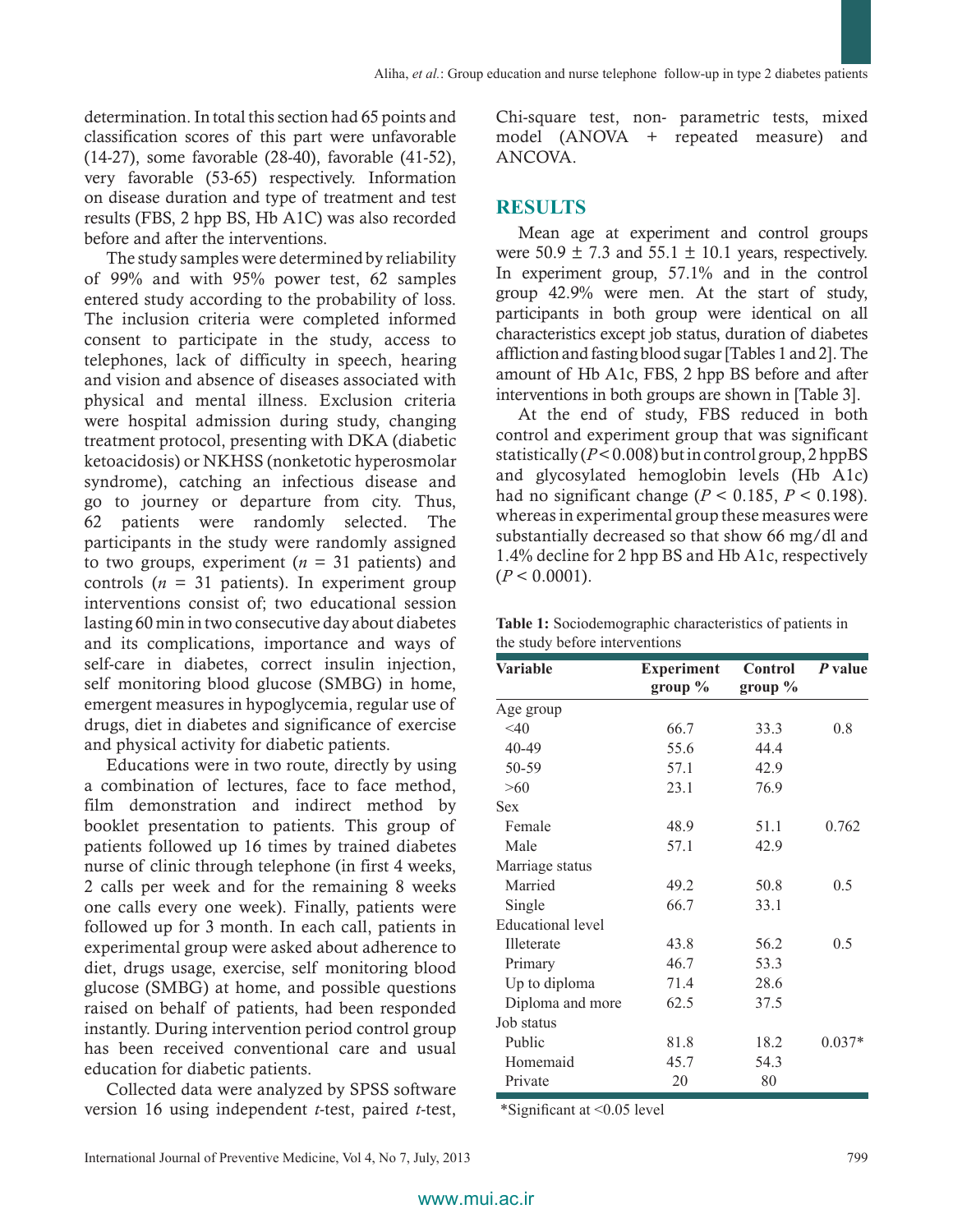determination. In total this section had 65 points and classification scores of this part were unfavorable (14-27), some favorable (28-40), favorable (41-52), very favorable (53-65) respectively. Information on disease duration and type of treatment and test results (FBS, 2 hpp BS, Hb A1C) was also recorded before and after the interventions.

The study samples were determined by reliability of 99% and with 95% power test, 62 samples entered study according to the probability of loss. The inclusion criteria were completed informed consent to participate in the study, access to telephones, lack of difficulty in speech, hearing and vision and absence of diseases associated with physical and mental illness. Exclusion criteria were hospital admission during study, changing treatment protocol, presenting with DKA (diabetic ketoacidosis) or NKHSS (nonketotic hyperosmolar syndrome), catching an infectious disease and go to journey or departure from city. Thus, 62 patients were randomly selected. The participants in the study were randomly assigned to two groups, experiment ($n$ = 31 patients) and controls ($n$ = 31 patients). In experiment group interventions consist of; two educational session lasting 60 min in two consecutive day about diabetes and its complications, importance and ways of self-care in diabetes, correct insulin injection, self monitoring blood glucose (SMBG) in home, emergent measures in hypoglycemia, regular use of drugs, diet in diabetes and significance of exercise and physical activity for diabetic patients.

Educations were in two route, directly by using a combination of lectures, face to face method, film demonstration and indirect method by booklet presentation to patients. This group of patients followed up 16 times by trained diabetes nurse of clinic through telephone (in first 4 weeks, 2 calls per week and for the remaining 8 weeks one calls every one week). Finally, patients were followed up for 3 month. In each call, patients in experimental group were asked about adherence to diet, drugs usage, exercise, self monitoring blood glucose (SMBG) at home, and possible questions raised on behalf of patients, had been responded instantly. During intervention period control group has been received conventional care and usual education for diabetic patients.

Collected data were analyzed by SPSS software version 16 using independent $t$-test, paired $t$-test, Chi-square test, non- parametric tests, mixed model (ANOVA + repeated measure) and ANCOVA.

## RESULTS

Mean age at experiment and control groups were 50.9 ± 7.3 and 55.1 ± 10.1 years, respectively. In experiment group, 57.1% and in the control group 42.9% were men. At the start of study, participants in both group were identical on all characteristics except job status, duration of diabetes affliction and fasting blood sugar [Tables 1 and 2]. The amount of Hb A1c, FBS, 2 hpp BS before and after interventions in both groups are shown in [Table 3].

At the end of study, FBS reduced in both control and experiment group that was significant statistically ($P < 0.008$) but in control group, 2 hppBS and glycosylated hemoglobin levels (Hb A1c) had no significant change ($P < 0.185$, $P < 0.198$). whereas in experimental group these measures were substantially decreased so that show 66 mg/dl and 1.4% decline for 2 hpp BS and Hb A1c, respectively ($P < 0.0001$).

**Table 1:** Sociodemographic characteristics of patients in the study before interventions

| Variable | Experiment group % | Control group % | $P$ value |
|---|---|---|---|
| Age group | | | |
| <40 | 66.7 | 33.3 | 0.8 |
| 40-49 | 55.6 | 44.4 | |
| 50-59 | 57.1 | 42.9 | |
| >60 | 23.1 | 76.9 | |
| Sex | | | |
| Female | 48.9 | 51.1 | 0.762 |
| Male | 57.1 | 42.9 | |
| Marriage status | | | |
| Married | 49.2 | 50.8 | 0.5 |
| Single | 66.7 | 33.1 | |
| Educational level | | | |
| Illeterate | 43.8 | 56.2 | 0.5 |
| Primary | 46.7 | 53.3 | |
| Up to diploma | 71.4 | 28.6 | |
| Diploma and more | 62.5 | 37.5 | |
| Job status | | | |
| Public | 81.8 | 18.2 | 0.037* |
| Homemaid | 45.7 | 54.3 | |
| Private | 20 | 80 | |

*Significant at <0.05 level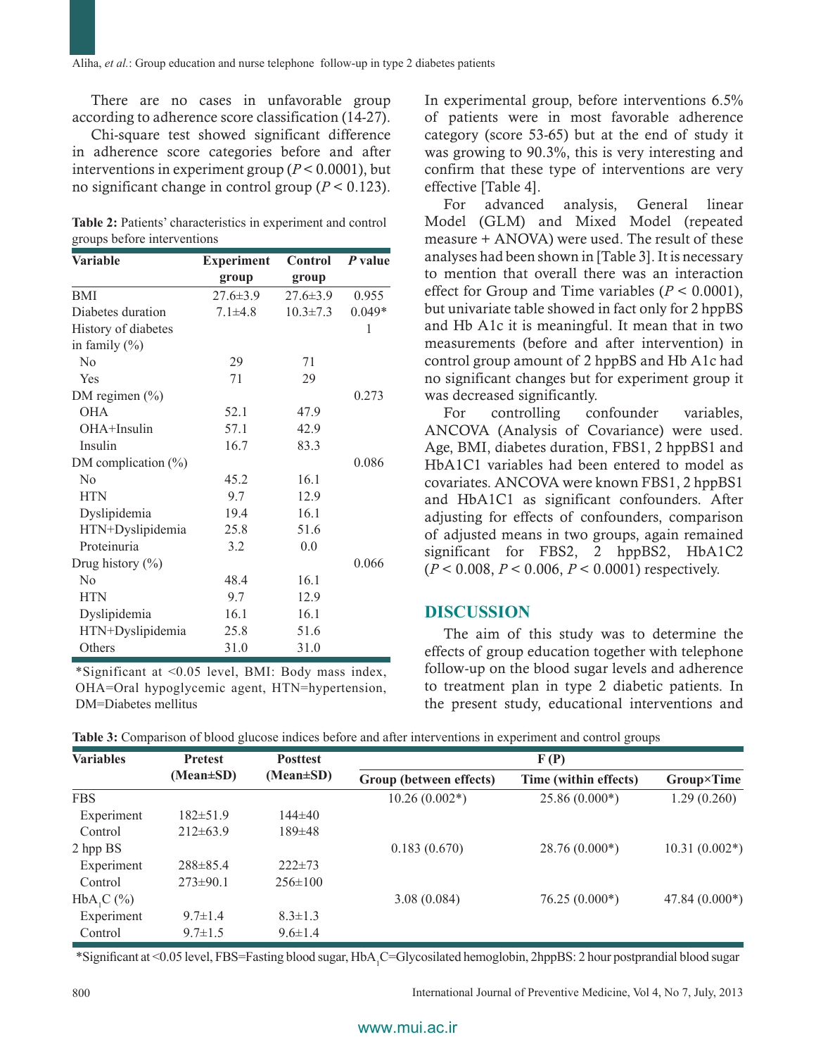There are no cases in unfavorable group according to adherence score classification (14-27).

Chi-square test showed significant difference in adherence score categories before and after interventions in experiment group ($P < 0.0001$), but no significant change in control group ($P < 0.123$).

**Table 2:** Patients' characteristics in experiment and control groups before interventions

| Variable | Experiment group | Control group | P value |
|---|---|---|---|
| BMI | 27.6±3.9 | 27.6±3.9 | 0.955 |
| Diabetes duration | 7.1±4.8 | 10.3±7.3 | 0.049* |
| History of diabetes in family (%) | | | 1 |
| No | 29 | 71 | |
| Yes | 71 | 29 | |
| DM regimen (%) | | | 0.273 |
| OHA | 52.1 | 47.9 | |
| OHA+Insulin | 57.1 | 42.9 | |
| Insulin | 16.7 | 83.3 | |
| DM complication (%) | | | 0.086 |
| No | 45.2 | 16.1 | |
| HTN | 9.7 | 12.9 | |
| Dyslipidemia | 19.4 | 16.1 | |
| HTN+Dyslipidemia | 25.8 | 51.6 | |
| Proteinuria | 3.2 | 0.0 | |
| Drug history (%) | | | 0.066 |
| No | 48.4 | 16.1 | |
| HTN | 9.7 | 12.9 | |
| Dyslipidemia | 16.1 | 16.1 | |
| HTN+Dyslipidemia | 25.8 | 51.6 | |
| Others | 31.0 | 31.0 | |

*Significant at <0.05 level, BMI: Body mass index, OHA=Oral hypoglycemic agent, HTN=hypertension, DM=Diabetes mellitus

In experimental group, before interventions 6.5% of patients were in most favorable adherence category (score 53-65) but at the end of study it was growing to 90.3%, this is very interesting and confirm that these type of interventions are very effective [Table 4].

For advanced analysis, General linear Model (GLM) and Mixed Model (repeated measure + ANOVA) were used. The result of these analyses had been shown in [Table 3]. It is necessary to mention that overall there was an interaction effect for Group and Time variables ($P < 0.0001$), but univariate table showed in fact only for 2 hppBS and Hb A1c it is meaningful. It mean that in two measurements (before and after intervention) in control group amount of 2 hppBS and Hb A1c had no significant changes but for experiment group it was decreased significantly.

For controlling confounder variables, ANCOVA (Analysis of Covariance) were used. Age, BMI, diabetes duration, FBS1, 2 hppBS1 and HbA1C1 variables had been entered to model as covariates. ANCOVA were known FBS1, 2 hppBS1 and HbA1C1 as significant confounders. After adjusting for effects of confounders, comparison of adjusted means in two groups, again remained significant for FBS2, 2 hppBS2, HbA1C2 ($P < 0.008$, $P < 0.006$, $P < 0.0001$) respectively.

## DISCUSSION

The aim of this study was to determine the effects of group education together with telephone follow-up on the blood sugar levels and adherence to treatment plan in type 2 diabetic patients. In the present study, educational interventions and

**Table 3:** Comparison of blood glucose indices before and after interventions in experiment and control groups

| Variables | Pretest (Mean±SD) | Posttest (Mean±SD) | F (P) | | |
|---|---|---|---|---|---|
| | | | Group (between effects) | Time (within effects) | Group×Time |
| FBS | | | 10.26 (0.002*) | 25.86 (0.000*) | 1.29 (0.260) |
| Experiment | 182±51.9 | 144±40 | | | |
| Control | 212±63.9 | 189±48 | | | |
| 2 hpp BS | | | 0.183 (0.670) | 28.76 (0.000*) | 10.31 (0.002*) |
| Experiment | 288±85.4 | 222±73 | | | |
| Control | 273±90.1 | 256±100 | | | |
| $HbA_1C$ (%) | | | 3.08 (0.084) | 76.25 (0.000*) | 47.84 (0.000*) |
| Experiment | 9.7±1.4 | 8.3±1.3 | | | |
| Control | 9.7±1.5 | 9.6±1.4 | | | |

*Significant at <0.05 level, FBS=Fasting blood sugar, $HbA_1C$=Glycosilated hemoglobin, 2hppBS: 2 hour postprandial blood sugar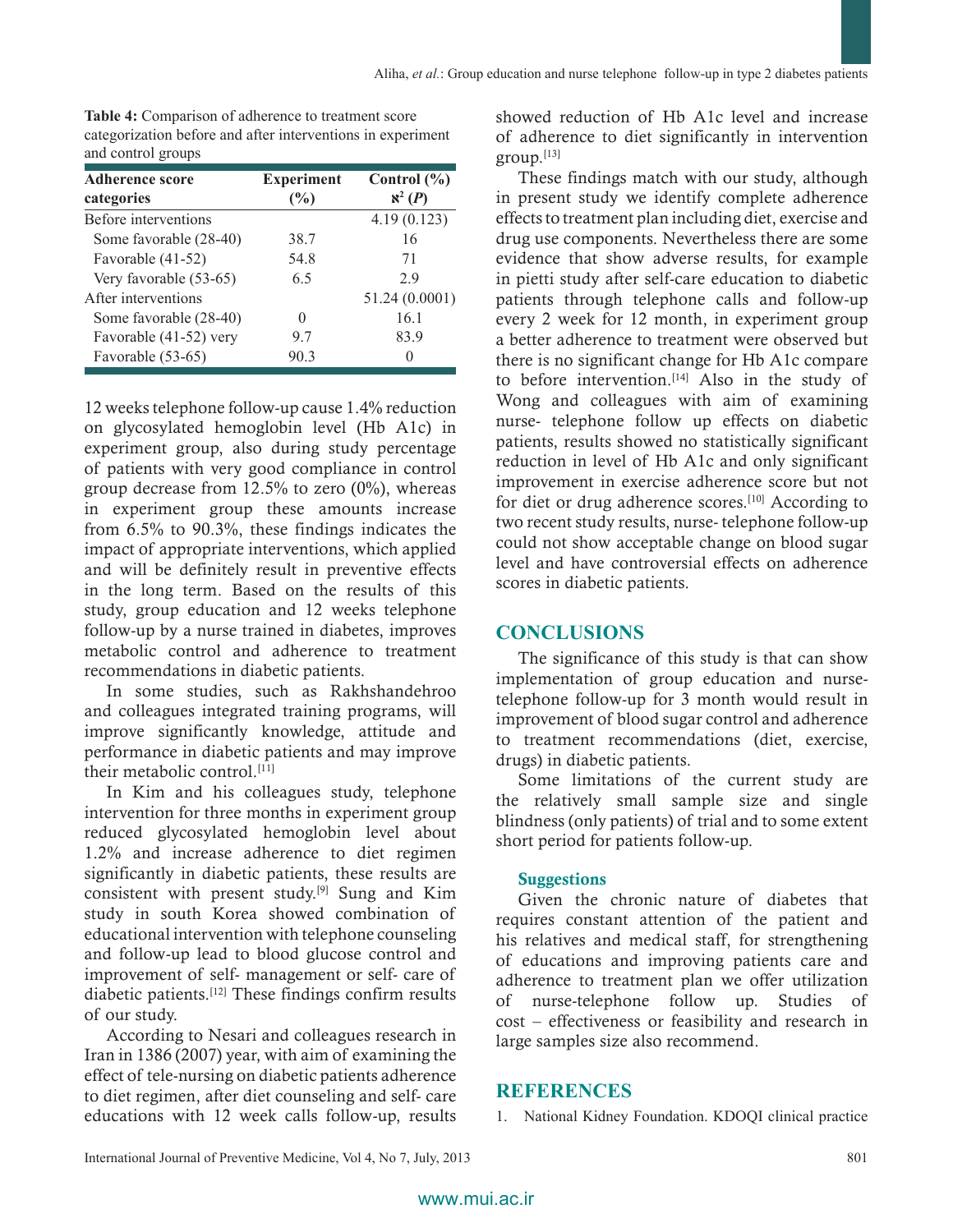**Table 4:** Comparison of adherence to treatment score categorization before and after interventions in experiment and control groups

| Adherence score categories | Experiment (%) | Control (%) $\aleph^2$ (*P*) |
|---|---|---|
| Before interventions | | 4.19 (0.123) |
| Some favorable (28-40) | 38.7 | 16 |
| Favorable (41-52) | 54.8 | 71 |
| Very favorable (53-65) | 6.5 | 2.9 |
| After interventions | | 51.24 (0.0001) |
| Some favorable (28-40) | 0 | 16.1 |
| Favorable (41-52) very | 9.7 | 83.9 |
| Favorable (53-65) | 90.3 | 0 |

12 weeks telephone follow-up cause 1.4% reduction on glycosylated hemoglobin level (Hb A1c) in experiment group, also during study percentage of patients with very good compliance in control group decrease from 12.5% to zero (0%), whereas in experiment group these amounts increase from 6.5% to 90.3%, these findings indicates the impact of appropriate interventions, which applied and will be definitely result in preventive effects in the long term. Based on the results of this study, group education and 12 weeks telephone follow-up by a nurse trained in diabetes, improves metabolic control and adherence to treatment recommendations in diabetic patients.

In some studies, such as Rakhshandehroo and colleagues integrated training programs, will improve significantly knowledge, attitude and performance in diabetic patients and may improve their metabolic control.[11]

In Kim and his colleagues study, telephone intervention for three months in experiment group reduced glycosylated hemoglobin level about 1.2% and increase adherence to diet regimen significantly in diabetic patients, these results are consistent with present study.[9] Sung and Kim study in south Korea showed combination of educational intervention with telephone counseling and follow-up lead to blood glucose control and improvement of self- management or self- care of diabetic patients.[12] These findings confirm results of our study.

According to Nesari and colleagues research in Iran in 1386 (2007) year, with aim of examining the effect of tele-nursing on diabetic patients adherence to diet regimen, after diet counseling and self- care educations with 12 week calls follow-up, results showed reduction of Hb A1c level and increase of adherence to diet significantly in intervention group.[13]

These findings match with our study, although in present study we identify complete adherence effects to treatment plan including diet, exercise and drug use components. Nevertheless there are some evidence that show adverse results, for example in pietti study after self-care education to diabetic patients through telephone calls and follow-up every 2 week for 12 month, in experiment group a better adherence to treatment were observed but there is no significant change for Hb A1c compare to before intervention.[14] Also in the study of Wong and colleagues with aim of examining nurse- telephone follow up effects on diabetic patients, results showed no statistically significant reduction in level of Hb A1c and only significant improvement in exercise adherence score but not for diet or drug adherence scores.[10] According to two recent study results, nurse- telephone follow-up could not show acceptable change on blood sugar level and have controversial effects on adherence scores in diabetic patients.

## CONCLUSIONS

The significance of this study is that can show implementation of group education and nurse-telephone follow-up for 3 month would result in improvement of blood sugar control and adherence to treatment recommendations (diet, exercise, drugs) in diabetic patients.

Some limitations of the current study are the relatively small sample size and single blindness (only patients) of trial and to some extent short period for patients follow-up.

### Suggestions

Given the chronic nature of diabetes that requires constant attention of the patient and his relatives and medical staff, for strengthening of educations and improving patients care and adherence to treatment plan we offer utilization of nurse-telephone follow up. Studies of cost – effectiveness or feasibility and research in large samples size also recommend.

## REFERENCES

1. National Kidney Foundation. KDOQI clinical practice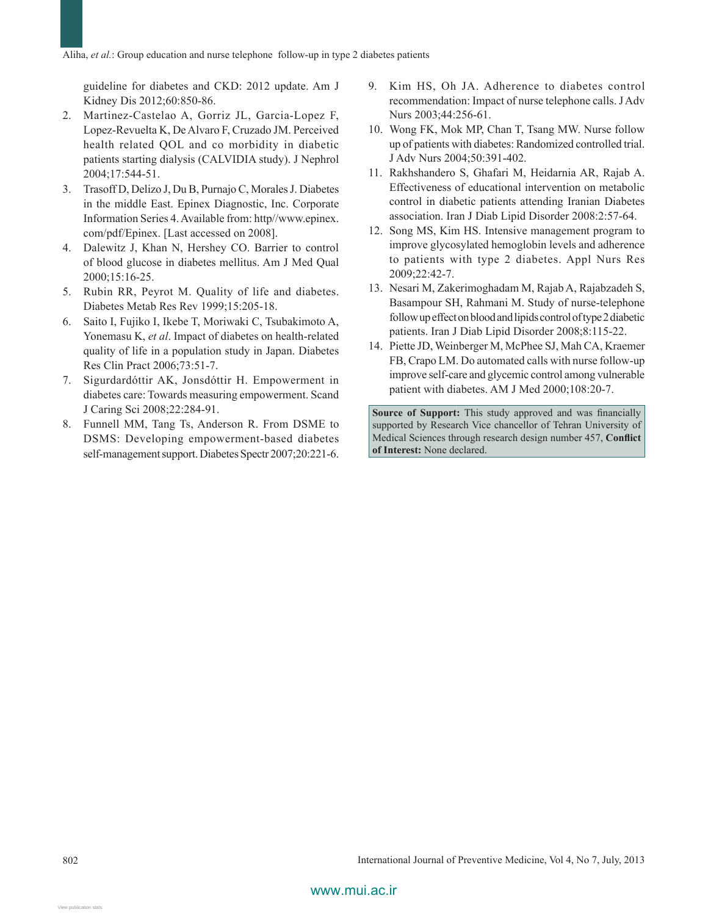guideline for diabetes and CKD: 2012 update. Am J Kidney Dis 2012;60:850-86.

2. Martinez-Castelao A, Gorriz JL, Garcia-Lopez F, Lopez-Revuelta K, De Alvaro F, Cruzado JM. Perceived health related QOL and co morbidity in diabetic patients starting dialysis (CALVIDIA study). J Nephrol 2004;17:544-51.
3. Trasoff D, Delizo J, Du B, Purnajo C, Morales J. Diabetes in the middle East. Epinex Diagnostic, Inc. Corporate Information Series 4. Available from: http//www.epinex.com/pdf/Epinex. [Last accessed on 2008].
4. Dalewitz J, Khan N, Hershey CO. Barrier to control of blood glucose in diabetes mellitus. Am J Med Qual 2000;15:16-25.
5. Rubin RR, Peyrot M. Quality of life and diabetes. Diabetes Metab Res Rev 1999;15:205-18.
6. Saito I, Fujiko I, Ikebe T, Moriwaki C, Tsubakimoto A, Yonemasu K, *et al*. Impact of diabetes on health-related quality of life in a population study in Japan. Diabetes Res Clin Pract 2006;73:51-7.
7. Sigurdardóttir AK, Jonsdóttir H. Empowerment in diabetes care: Towards measuring empowerment. Scand J Caring Sci 2008;22:284-91.
8. Funnell MM, Tang Ts, Anderson R. From DSME to DSMS: Developing empowerment-based diabetes self-management support. Diabetes Spectr 2007;20:221-6.
9. Kim HS, Oh JA. Adherence to diabetes control recommendation: Impact of nurse telephone calls. J Adv Nurs 2003;44:256-61.
10. Wong FK, Mok MP, Chan T, Tsang MW. Nurse follow up of patients with diabetes: Randomized controlled trial. J Adv Nurs 2004;50:391-402.
11. Rakhshandero S, Ghafari M, Heidarnia AR, Rajab A. Effectiveness of educational intervention on metabolic control in diabetic patients attending Iranian Diabetes association. Iran J Diab Lipid Disorder 2008:2:57-64.
12. Song MS, Kim HS. Intensive management program to improve glycosylated hemoglobin levels and adherence to patients with type 2 diabetes. Appl Nurs Res 2009;22:42-7.
13. Nesari M, Zakerimoghadam M, Rajab A, Rajabzadeh S, Basampour SH, Rahmani M. Study of nurse-telephone follow up effect on blood and lipids control of type 2 diabetic patients. Iran J Diab Lipid Disorder 2008;8:115-22.
14. Piette JD, Weinberger M, McPhee SJ, Mah CA, Kraemer FB, Crapo LM. Do automated calls with nurse follow-up improve self-care and glycemic control among vulnerable patient with diabetes. AM J Med 2000;108:20-7.

**Source of Support:** This study approved and was financially supported by Research Vice chancellor of Tehran University of Medical Sciences through research design number 457, **Conflict of Interest:** None declared.